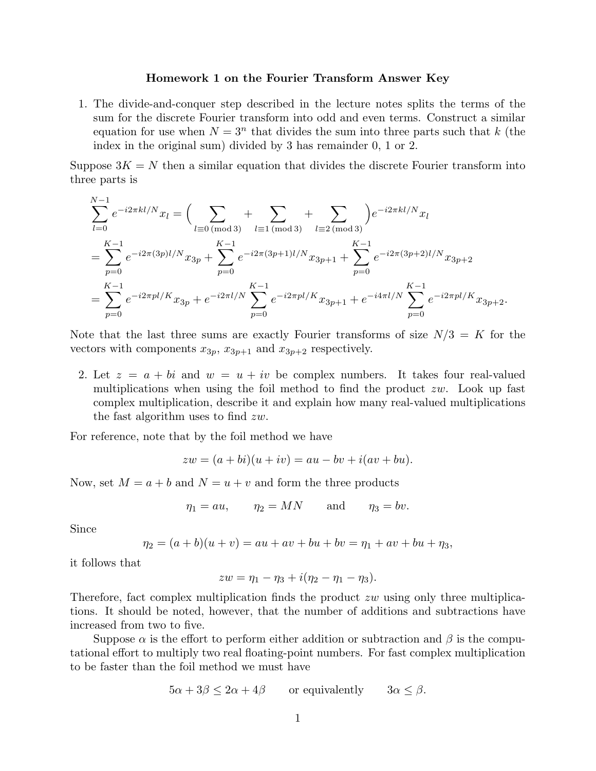# Homework 1 on the Fourier Transform Answer Key

1. The divide-and-conquer step described in the lecture notes splits the terms of the sum for the discrete Fourier transform into odd and even terms. Construct a similar equation for use when $N = 3^n$ that divides the sum into three parts such that $k$ (the index in the original sum) divided by 3 has remainder 0, 1 or 2.

Suppose $3K = N$ then a similar equation that divides the discrete Fourier transform into three parts is

$$\sum_{l=0}^{N-1} e^{-i2\pi kl/N} x_l = \Big( \sum_{l\equiv 0 \,(\mathrm{mod}\, 3)} + \sum_{l\equiv 1 \,(\mathrm{mod}\, 3)} + \sum_{l\equiv 2 \,(\mathrm{mod}\, 3)} \Big) e^{-i2\pi kl/N} x_l$$

$$= \sum_{p=0}^{K-1} e^{-i2\pi(3p)l/N} x_{3p} + \sum_{p=0}^{K-1} e^{-i2\pi(3p+1)l/N} x_{3p+1} + \sum_{p=0}^{K-1} e^{-i2\pi(3p+2)l/N} x_{3p+2}$$

$$= \sum_{p=0}^{K-1} e^{-i2\pi pl/K} x_{3p} + e^{-i2\pi l/N} \sum_{p=0}^{K-1} e^{-i2\pi pl/K} x_{3p+1} + e^{-i4\pi l/N} \sum_{p=0}^{K-1} e^{-i2\pi pl/K} x_{3p+2}.$$

Note that the last three sums are exactly Fourier transforms of size $N/3 = K$ for the vectors with components $x_{3p}$, $x_{3p+1}$ and $x_{3p+2}$ respectively.

2. Let $z = a + bi$ and $w = u + iv$ be complex numbers. It takes four real-valued multiplications when using the foil method to find the product $zw$. Look up fast complex multiplication, describe it and explain how many real-valued multiplications the fast algorithm uses to find $zw$.

For reference, note that by the foil method we have

$$zw = (a + bi)(u + iv) = au - bv + i(av + bu).$$

Now, set $M = a + b$ and $N = u + v$ and form the three products

$$\eta_1 = au, \qquad \eta_2 = MN \qquad \text{and} \qquad \eta_3 = bv.$$

Since

$$\eta_2 = (a + b)(u + v) = au + av + bu + bv = \eta_1 + av + bu + \eta_3,$$

it follows that

$$zw = \eta_1 - \eta_3 + i(\eta_2 - \eta_1 - \eta_3).$$

Therefore, fact complex multiplication finds the product $zw$ using only three multiplications. It should be noted, however, that the number of additions and subtractions have increased from two to five.

Suppose $\alpha$ is the effort to perform either addition or subtraction and $\beta$ is the computational effort to multiply two real floating-point numbers. For fast complex multiplication to be faster than the foil method we must have

$$5\alpha + 3\beta \le 2\alpha + 4\beta \qquad \text{or equivalently} \qquad 3\alpha \le \beta.$$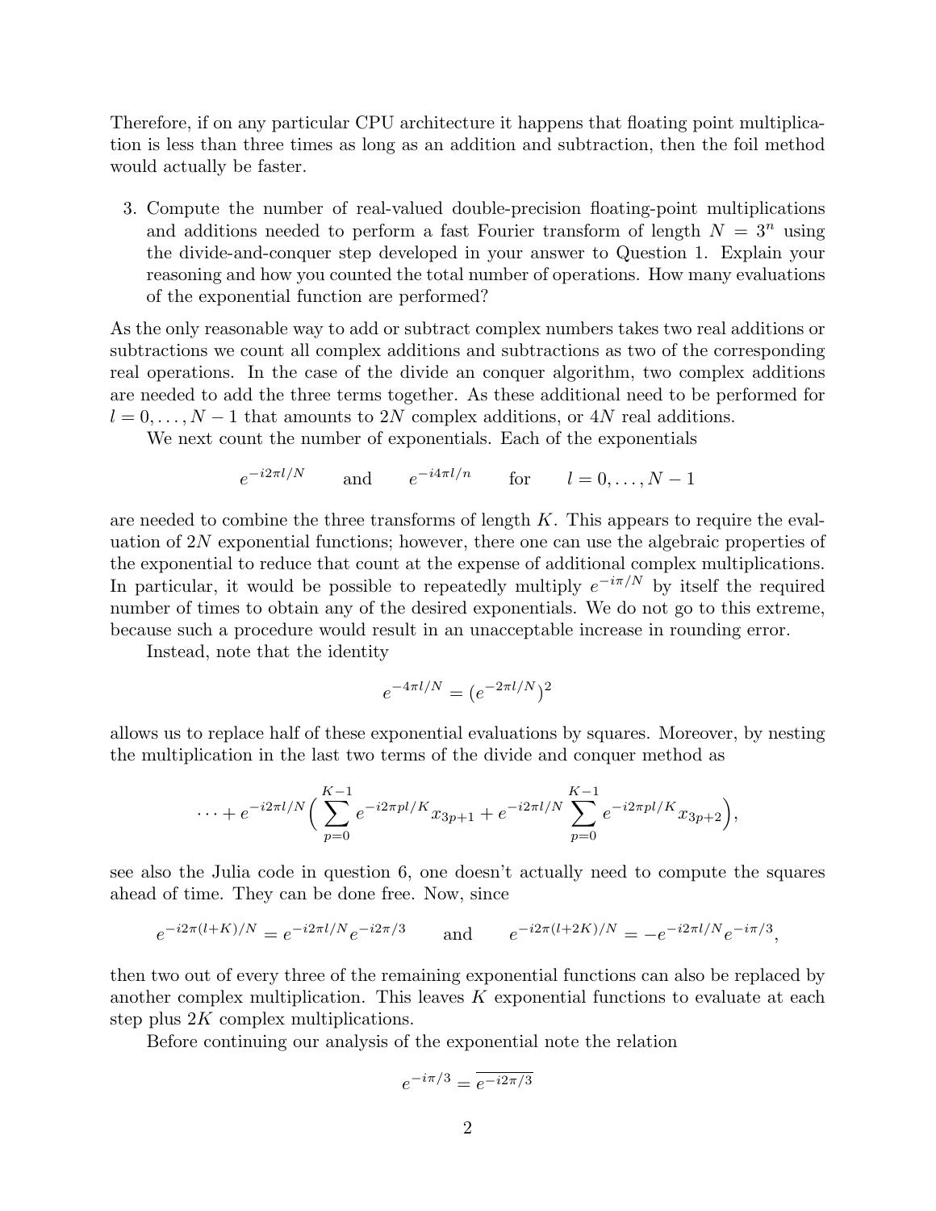Therefore, if on any particular CPU architecture it happens that floating point multiplication is less than three times as long as an addition and subtraction, then the foil method would actually be faster.

3. Compute the number of real-valued double-precision floating-point multiplications and additions needed to perform a fast Fourier transform of length $N = 3^n$ using the divide-and-conquer step developed in your answer to Question 1. Explain your reasoning and how you counted the total number of operations. How many evaluations of the exponential function are performed?

As the only reasonable way to add or subtract complex numbers takes two real additions or subtractions we count all complex additions and subtractions as two of the corresponding real operations. In the case of the divide an conquer algorithm, two complex additions are needed to add the three terms together. As these additional need to be performed for $l = 0, \ldots, N-1$ that amounts to $2N$ complex additions, or $4N$ real additions.

We next count the number of exponentials. Each of the exponentials

$$e^{-i2\pi l/N} \qquad \text{and} \qquad e^{-i4\pi l/n} \qquad \text{for} \qquad l = 0, \ldots, N-1$$

are needed to combine the three transforms of length $K$. This appears to require the evaluation of $2N$ exponential functions; however, there one can use the algebraic properties of the exponential to reduce that count at the expense of additional complex multiplications. In particular, it would be possible to repeatedly multiply $e^{-i\pi/N}$ by itself the required number of times to obtain any of the desired exponentials. We do not go to this extreme, because such a procedure would result in an unacceptable increase in rounding error.

Instead, note that the identity

$$e^{-4\pi l/N} = (e^{-2\pi l/N})^2$$

allows us to replace half of these exponential evaluations by squares. Moreover, by nesting the multiplication in the last two terms of the divide and conquer method as

$$\cdots + e^{-i2\pi l/N}\Big(\sum_{p=0}^{K-1} e^{-i2\pi pl/K} x_{3p+1} + e^{-i2\pi l/N} \sum_{p=0}^{K-1} e^{-i2\pi pl/K} x_{3p+2}\Big),$$

see also the Julia code in question 6, one doesn't actually need to compute the squares ahead of time. They can be done free. Now, since

$$e^{-i2\pi(l+K)/N} = e^{-i2\pi l/N} e^{-i2\pi/3} \qquad \text{and} \qquad e^{-i2\pi(l+2K)/N} = -e^{-i2\pi l/N} e^{-i\pi/3},$$

then two out of every three of the remaining exponential functions can also be replaced by another complex multiplication. This leaves $K$ exponential functions to evaluate at each step plus $2K$ complex multiplications.

Before continuing our analysis of the exponential note the relation

$$e^{-i\pi/3} = \overline{e^{-i2\pi/3}}$$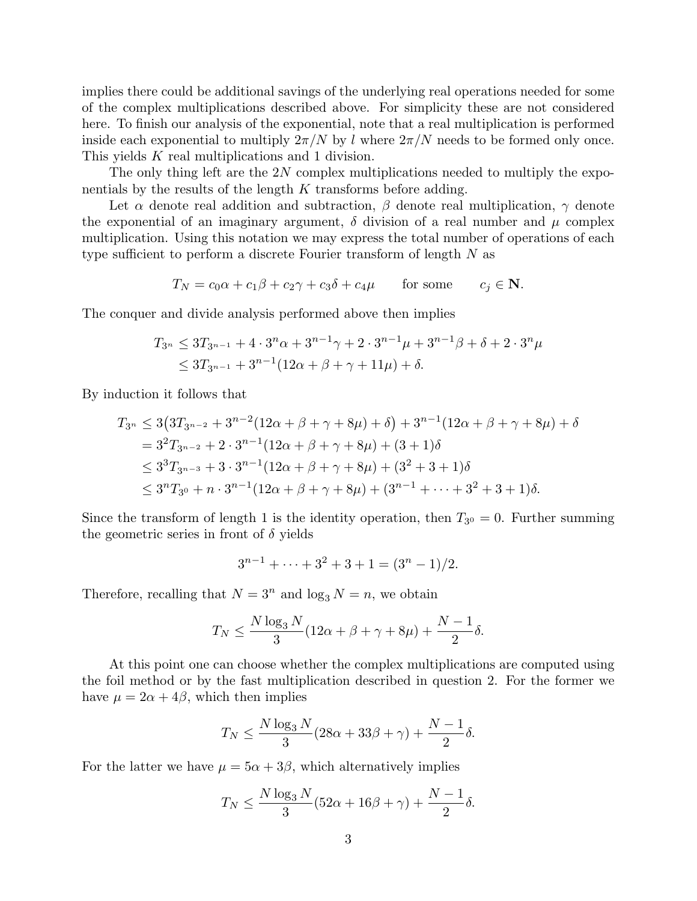implies there could be additional savings of the underlying real operations needed for some of the complex multiplications described above. For simplicity these are not considered here. To finish our analysis of the exponential, note that a real multiplication is performed inside each exponential to multiply $2\pi/N$ by $l$ where $2\pi/N$ needs to be formed only once. This yields $K$ real multiplications and 1 division.

The only thing left are the $2N$ complex multiplications needed to multiply the exponentials by the results of the length $K$ transforms before adding.

Let $\alpha$ denote real addition and subtraction, $\beta$ denote real multiplication, $\gamma$ denote the exponential of an imaginary argument, $\delta$ division of a real number and $\mu$ complex multiplication. Using this notation we may express the total number of operations of each type sufficient to perform a discrete Fourier transform of length $N$ as

$$T_N = c_0\alpha + c_1\beta + c_2\gamma + c_3\delta + c_4\mu \qquad \text{for some} \qquad c_j \in \mathbf{N}.$$

The conquer and divide analysis performed above then implies

$$\begin{aligned}
T_{3^n} &\le 3T_{3^{n-1}} + 4\cdot 3^n\alpha + 3^{n-1}\gamma + 2\cdot 3^{n-1}\mu + 3^{n-1}\beta + \delta + 2\cdot 3^n\mu \\
&\le 3T_{3^{n-1}} + 3^{n-1}(12\alpha + \beta + \gamma + 11\mu) + \delta.
\end{aligned}$$

By induction it follows that

$$\begin{aligned}
T_{3^n} &\le 3\big(3T_{3^{n-2}} + 3^{n-2}(12\alpha + \beta + \gamma + 8\mu) + \delta\big) + 3^{n-1}(12\alpha + \beta + \gamma + 8\mu) + \delta \\
&= 3^2T_{3^{n-2}} + 2\cdot 3^{n-1}(12\alpha + \beta + \gamma + 8\mu) + (3+1)\delta \\
&\le 3^3T_{3^{n-3}} + 3\cdot 3^{n-1}(12\alpha + \beta + \gamma + 8\mu) + (3^2+3+1)\delta \\
&\le 3^nT_{3^0} + n\cdot 3^{n-1}(12\alpha + \beta + \gamma + 8\mu) + (3^{n-1} + \cdots + 3^2 + 3 + 1)\delta.
\end{aligned}$$

Since the transform of length 1 is the identity operation, then $T_{3^0} = 0$. Further summing the geometric series in front of $\delta$ yields

$$3^{n-1} + \cdots + 3^2 + 3 + 1 = (3^n - 1)/2.$$

Therefore, recalling that $N = 3^n$ and $\log_3 N = n$, we obtain

$$T_N \le \frac{N\log_3 N}{3}(12\alpha + \beta + \gamma + 8\mu) + \frac{N-1}{2}\delta.$$

At this point one can choose whether the complex multiplications are computed using the foil method or by the fast multiplication described in question 2. For the former we have $\mu = 2\alpha + 4\beta$, which then implies

$$T_N \le \frac{N\log_3 N}{3}(28\alpha + 33\beta + \gamma) + \frac{N-1}{2}\delta.$$

For the latter we have $\mu = 5\alpha + 3\beta$, which alternatively implies

$$T_N \le \frac{N\log_3 N}{3}(52\alpha + 16\beta + \gamma) + \frac{N-1}{2}\delta.$$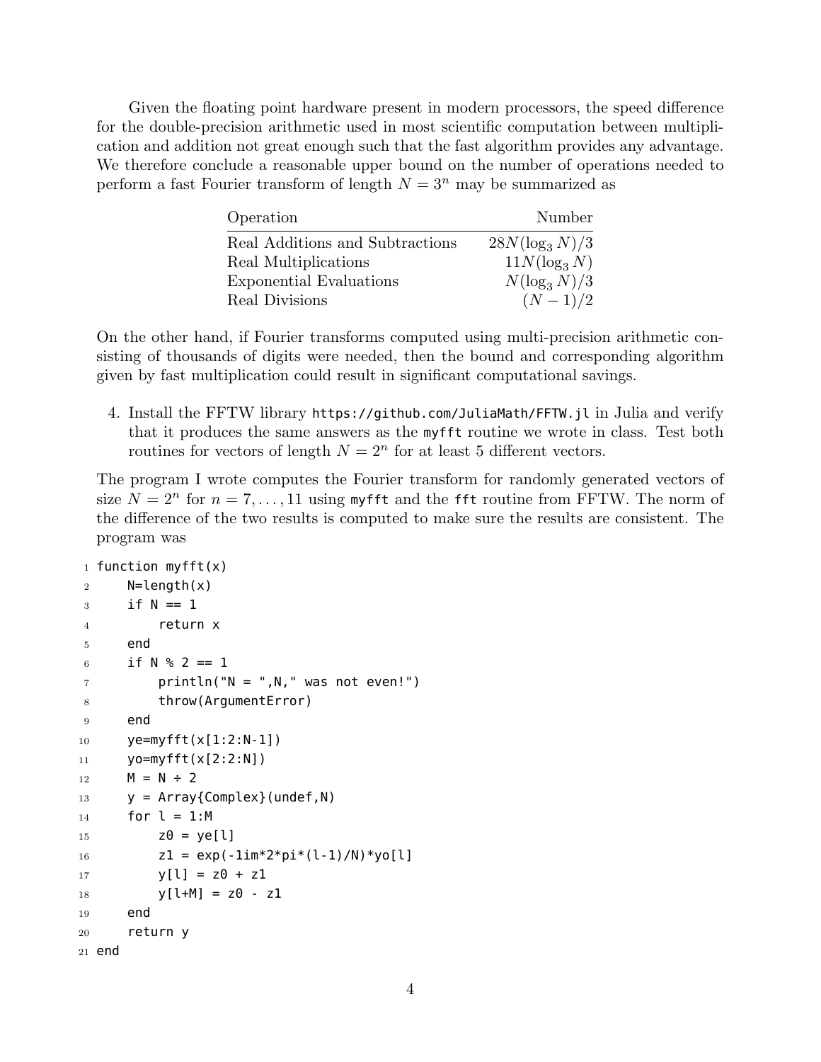Given the floating point hardware present in modern processors, the speed difference for the double-precision arithmetic used in most scientific computation between multiplication and addition not great enough such that the fast algorithm provides any advantage. We therefore conclude a reasonable upper bound on the number of operations needed to perform a fast Fourier transform of length $N = 3^n$ may be summarized as

| Operation | Number |
|---|---:|
| Real Additions and Subtractions | $28N(\log_3 N)/3$ |
| Real Multiplications | $11N(\log_3 N)$ |
| Exponential Evaluations | $N(\log_3 N)/3$ |
| Real Divisions | $(N-1)/2$ |

On the other hand, if Fourier transforms computed using multi-precision arithmetic consisting of thousands of digits were needed, then the bound and corresponding algorithm given by fast multiplication could result in significant computational savings.

4. Install the FFTW library `https://github.com/JuliaMath/FFTW.jl` in Julia and verify that it produces the same answers as the `myfft` routine we wrote in class. Test both routines for vectors of length $N = 2^n$ for at least 5 different vectors.

The program I wrote computes the Fourier transform for randomly generated vectors of size $N = 2^n$ for $n = 7, \ldots, 11$ using `myfft` and the `fft` routine from FFTW. The norm of the difference of the two results is computed to make sure the results are consistent. The program was

```
function myfft(x)
    N=length(x)
    if N == 1
        return x
    end
    if N % 2 == 1
        println("N = ",N," was not even!")
        throw(ArgumentError)
    end
    ye=myfft(x[1:2:N-1])
    yo=myfft(x[2:2:N])
    M = N ÷ 2
    y = Array{Complex}(undef,N)
    for l = 1:M
        z0 = ye[l]
        z1 = exp(-1im*2*pi*(l-1)/N)*yo[l]
        y[l] = z0 + z1
        y[l+M] = z0 - z1
    end
    return y
end
```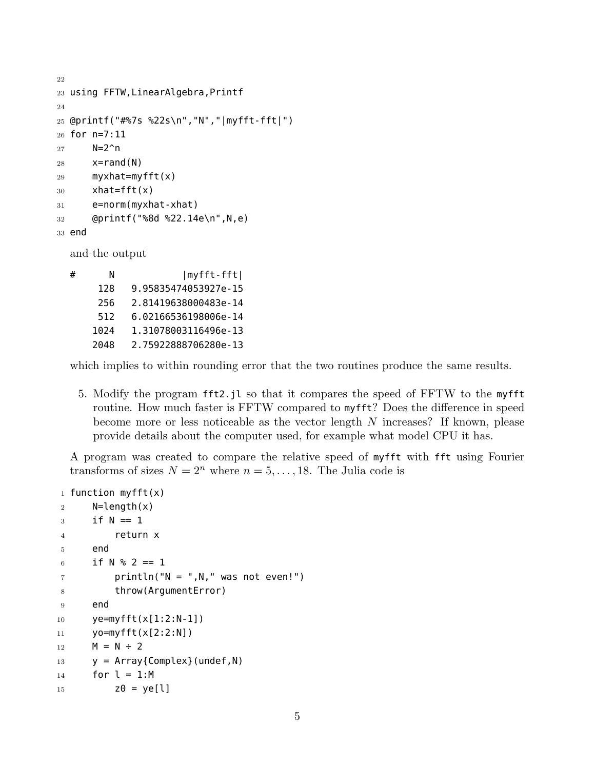```
22
23 using FFTW,LinearAlgebra,Printf
24
25 @printf("#%7s %22s\n","N","|myfft-fft|")
26 for n=7:11
27     N=2^n
28     x=rand(N)
29     myxhat=myfft(x)
30     xhat=fft(x)
31     e=norm(myxhat-xhat)
32     @printf("%8d %22.14e\n",N,e)
33 end
```

and the output

```
#       N            |myfft-fft|
      128   9.95835474053927e-15
      256   2.81419638000483e-14
      512   6.02166536198006e-14
     1024   1.31078003116496e-13
     2048   2.75922888706280e-13
```

which implies to within rounding error that the two routines produce the same results.

5. Modify the program `fft2.jl` so that it compares the speed of FFTW to the `myfft` routine. How much faster is FFTW compared to `myfft`? Does the difference in speed become more or less noticeable as the vector length $N$ increases? If known, please provide details about the computer used, for example what model CPU it has.

A program was created to compare the relative speed of `myfft` with `fft` using Fourier transforms of sizes $N = 2^n$ where $n = 5, \ldots, 18$. The Julia code is

```
1 function myfft(x)
2     N=length(x)
3     if N == 1
4         return x
5     end
6     if N % 2 == 1
7         println("N = ",N," was not even!")
8         throw(ArgumentError)
9     end
10    ye=myfft(x[1:2:N-1])
11    yo=myfft(x[2:2:N])
12    M = N ÷ 2
13    y = Array{Complex}(undef,N)
14    for l = 1:M
15        z0 = ye[l]
```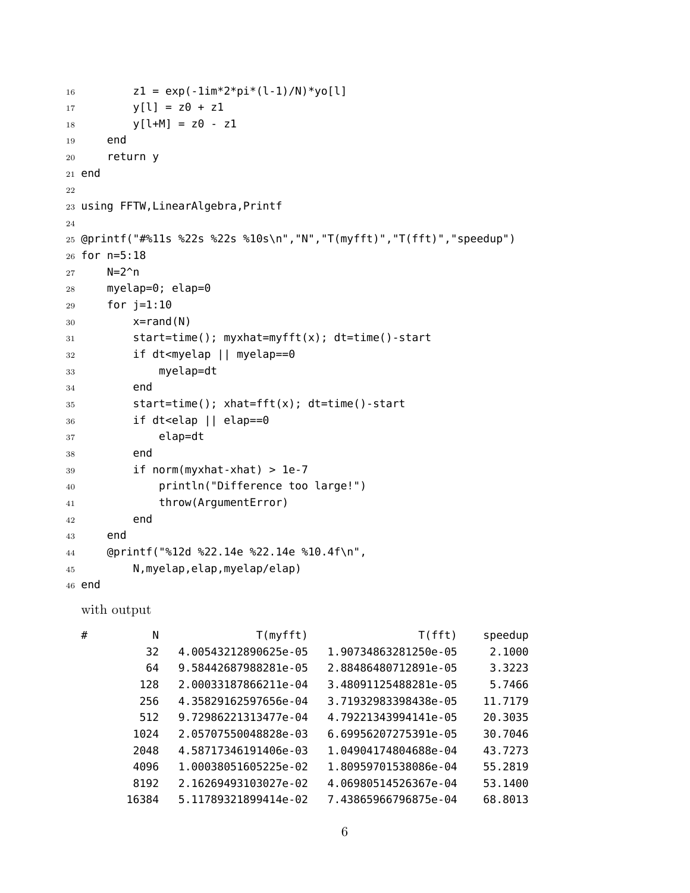```
        z1 = exp(-1im*2*pi*(l-1)/N)*yo[l]
        y[l] = z0 + z1
        y[l+M] = z0 - z1
    end
    return y
end

using FFTW,LinearAlgebra,Printf

@printf("#%11s %22s %22s %10s\n","N","T(myfft)","T(fft)","speedup")
for n=5:18
    N=2^n
    myelap=0; elap=0
    for j=1:10
        x=rand(N)
        start=time(); myxhat=myfft(x); dt=time()-start
        if dt<myelap || myelap==0
            myelap=dt
        end
        start=time(); xhat=fft(x); dt=time()-start
        if dt<elap || elap==0
            elap=dt
        end
        if norm(myxhat-xhat) > 1e-7
            println("Difference too large!")
            throw(ArgumentError)
        end
    end
    @printf("%12d %22.14e %22.14e %10.4f\n",
        N,myelap,elap,myelap/elap)
end
```

with output

```
#          N               T(myfft)                 T(fft)    speedup
          32   4.00543212890625e-05   1.90734863281250e-05     2.1000
          64   9.58442687988281e-05   2.88486480712891e-05     3.3223
         128   2.00033187866211e-04   3.48091125488281e-05     5.7466
         256   4.35829162597656e-04   3.71932983398438e-05    11.7179
         512   9.72986221313477e-04   4.79221343994141e-05    20.3035
        1024   2.05707550048828e-03   6.69956207275391e-05    30.7046
        2048   4.58717346191406e-03   1.04904174804688e-04    43.7273
        4096   1.00038051605225e-02   1.80959701538086e-04    55.2819
        8192   2.16269493103027e-02   4.06980514526367e-04    53.1400
       16384   5.11789321899414e-02   7.43865966796875e-04    68.8013
```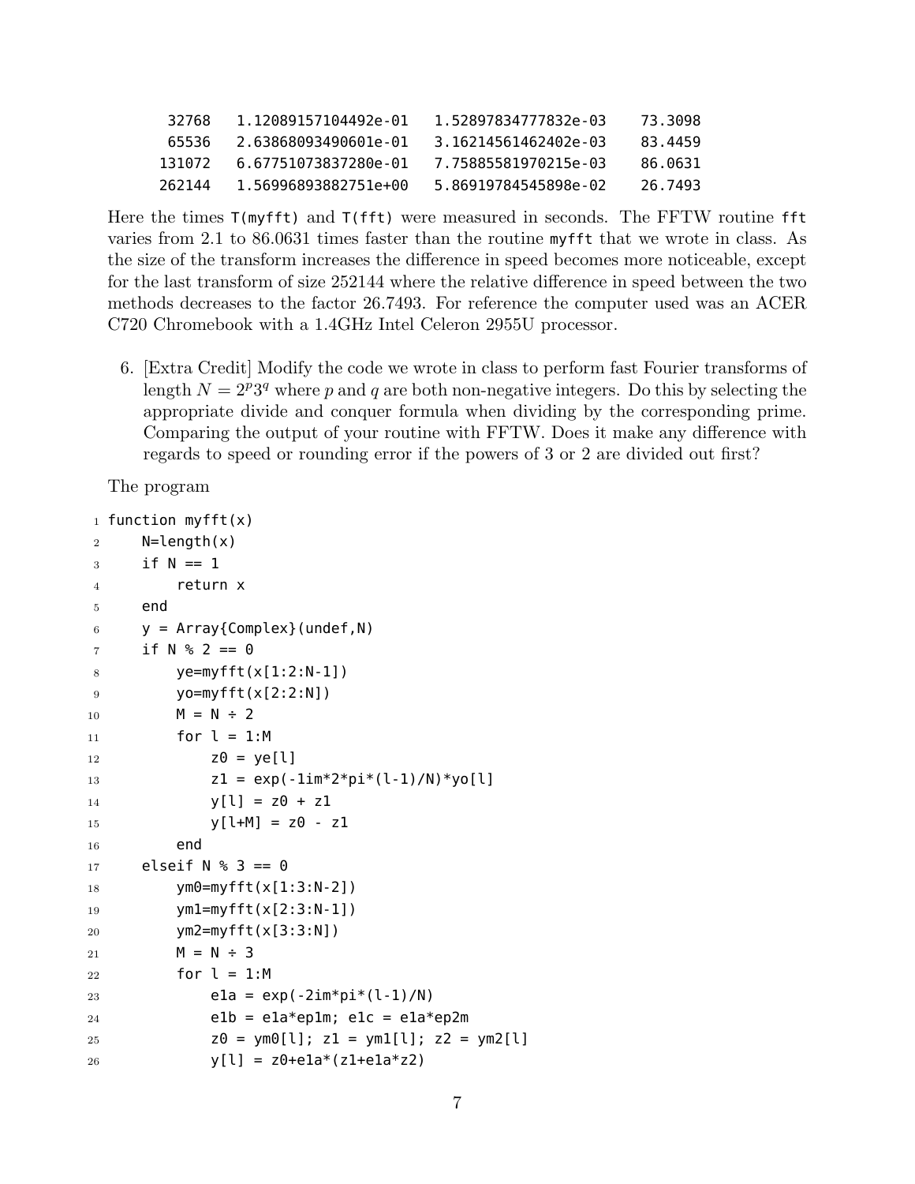```
 32768   1.12089157104492e-01   1.52897834777832e-03    73.3098
 65536   2.63868093490601e-01   3.16214561462402e-03    83.4459
131072   6.67751073837280e-01   7.75885581970215e-03    86.0631
262144   1.56996893882751e+00   5.86919784545898e-02    26.7493
```

Here the times `T(myfft)` and `T(fft)` were measured in seconds. The FFTW routine `fft` varies from 2.1 to 86.0631 times faster than the routine `myfft` that we wrote in class. As the size of the transform increases the difference in speed becomes more noticeable, except for the last transform of size 252144 where the relative difference in speed between the two methods decreases to the factor 26.7493. For reference the computer used was an ACER C720 Chromebook with a 1.4GHz Intel Celeron 2955U processor.

6. [Extra Credit] Modify the code we wrote in class to perform fast Fourier transforms of length $N = 2^p 3^q$ where $p$ and $q$ are both non-negative integers. Do this by selecting the appropriate divide and conquer formula when dividing by the corresponding prime. Comparing the output of your routine with FFTW. Does it make any difference with regards to speed or rounding error if the powers of 3 or 2 are divided out first?

The program

```
function myfft(x)
    N=length(x)
    if N == 1
        return x
    end
    y = Array{Complex}(undef,N)
    if N % 2 == 0
        ye=myfft(x[1:2:N-1])
        yo=myfft(x[2:2:N])
        M = N ÷ 2
        for l = 1:M
            z0 = ye[l]
            z1 = exp(-1im*2*pi*(l-1)/N)*yo[l]
            y[l] = z0 + z1
            y[l+M] = z0 - z1
        end
    elseif N % 3 == 0
        ym0=myfft(x[1:3:N-2])
        ym1=myfft(x[2:3:N-1])
        ym2=myfft(x[3:3:N])
        M = N ÷ 3
        for l = 1:M
            e1a = exp(-2im*pi*(l-1)/N)
            e1b = e1a*ep1m; e1c = e1a*ep2m
            z0 = ym0[l]; z1 = ym1[l]; z2 = ym2[l]
            y[l] = z0+e1a*(z1+e1a*z2)
```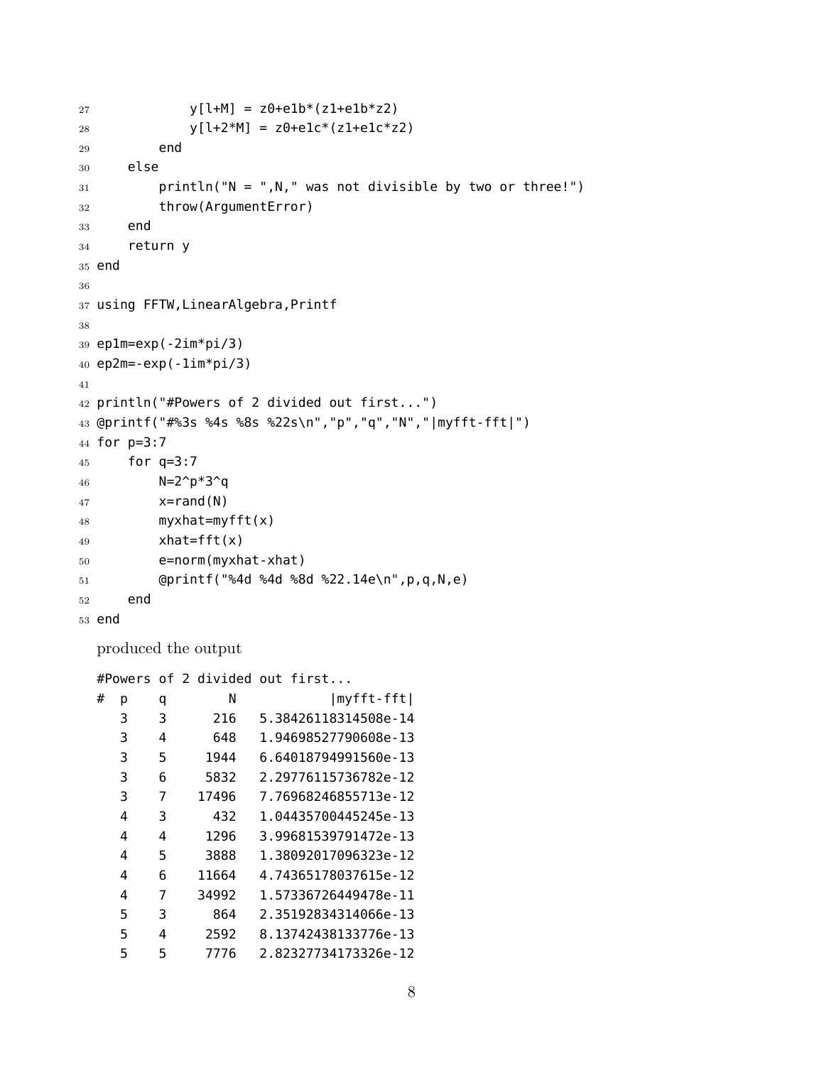```
27              y[l+M] = z0+e1b*(z1+e1b*z2)
28              y[l+2*M] = z0+e1c*(z1+e1c*z2)
29          end
30      else
31          println("N = ",N," was not divisible by two or three!")
32          throw(ArgumentError)
33      end
34      return y
35  end
36
37  using FFTW,LinearAlgebra,Printf
38
39  ep1m=exp(-2im*pi/3)
40  ep2m=-exp(-1im*pi/3)
41
42  println("#Powers of 2 divided out first...")
43  @printf("#%3s %4s %8s %22s\n","p","q","N","|myfft-fft|")
44  for p=3:7
45      for q=3:7
46          N=2^p*3^q
47          x=rand(N)
48          myxhat=myfft(x)
49          xhat=fft(x)
50          e=norm(myxhat-xhat)
51          @printf("%4d %4d %8d %22.14e\n",p,q,N,e)
52      end
53  end
```

produced the output

```
#Powers of 2 divided out first...
#  p    q        N            |myfft-fft|
   3    3      216   5.38426118314508e-14
   3    4      648   1.94698527790608e-13
   3    5     1944   6.64018794991560e-13
   3    6     5832   2.29776115736782e-12
   3    7    17496   7.76968246855713e-12
   4    3      432   1.04435700445245e-13
   4    4     1296   3.99681539791472e-13
   4    5     3888   1.38092017096323e-12
   4    6    11664   4.74365178037615e-12
   4    7    34992   1.57336726449478e-11
   5    3      864   2.35192834314066e-13
   5    4     2592   8.13742438133776e-13
   5    5     7776   2.82327734173326e-12
```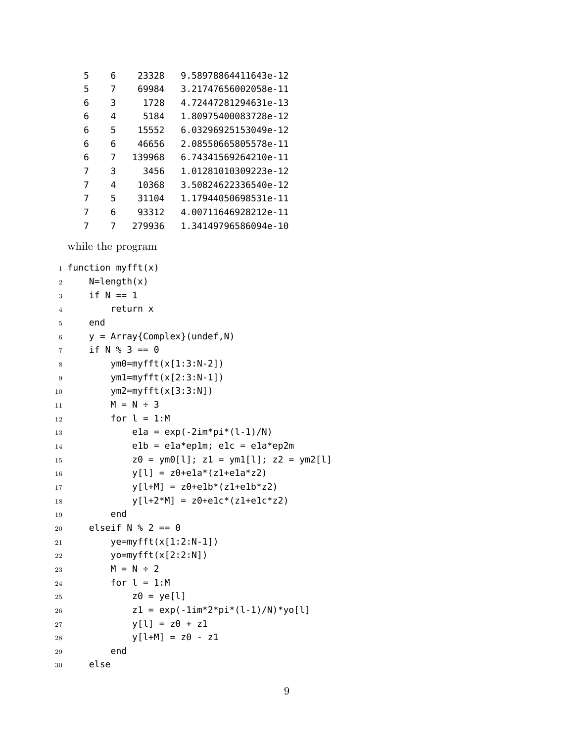```
   5    6    23328   9.58978864411643e-12
   5    7    69984   3.21747656002058e-11
   6    3     1728   4.72447281294631e-13
   6    4     5184   1.80975400083728e-12
   6    5    15552   6.03296925153049e-12
   6    6    46656   2.08550665805578e-11
   6    7   139968   6.74341569264210e-11
   7    3     3456   1.01281010309223e-12
   7    4    10368   3.50824622336540e-12
   7    5    31104   1.17944050698531e-11
   7    6    93312   4.00711646928212e-11
   7    7   279936   1.34149796586094e-10
```

while the program

```
function myfft(x)
    N=length(x)
    if N == 1
        return x
    end
    y = Array{Complex}(undef,N)
    if N % 3 == 0
        ym0=myfft(x[1:3:N-2])
        ym1=myfft(x[2:3:N-1])
        ym2=myfft(x[3:3:N])
        M = N ÷ 3
        for l = 1:M
            e1a = exp(-2im*pi*(l-1)/N)
            e1b = e1a*ep1m; e1c = e1a*ep2m
            z0 = ym0[l]; z1 = ym1[l]; z2 = ym2[l]
            y[l] = z0+e1a*(z1+e1a*z2)
            y[l+M] = z0+e1b*(z1+e1b*z2)
            y[l+2*M] = z0+e1c*(z1+e1c*z2)
        end
    elseif N % 2 == 0
        ye=myfft(x[1:2:N-1])
        yo=myfft(x[2:2:N])
        M = N ÷ 2
        for l = 1:M
            z0 = ye[l]
            z1 = exp(-1im*2*pi*(l-1)/N)*yo[l]
            y[l] = z0 + z1
            y[l+M] = z0 - z1
        end
    else
```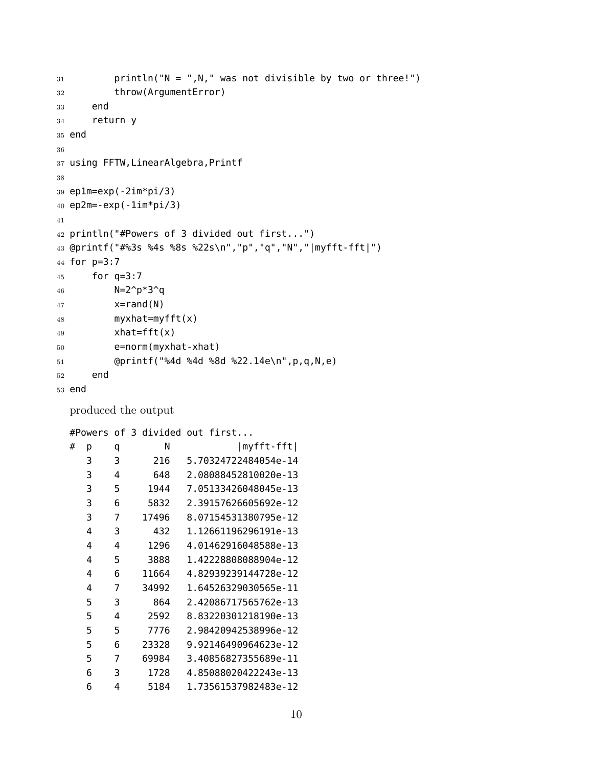```julia
31         println("N = ",N," was not divisible by two or three!")
32         throw(ArgumentError)
33     end
34     return y
35 end
36 
37 using FFTW,LinearAlgebra,Printf
38 
39 ep1m=exp(-2im*pi/3)
40 ep2m=-exp(-1im*pi/3)
41 
42 println("#Powers of 3 divided out first...")
43 @printf("#%3s %4s %8s %22s\n","p","q","N","|myfft-fft|")
44 for p=3:7
45     for q=3:7
46         N=2^p*3^q
47         x=rand(N)
48         myxhat=myfft(x)
49         xhat=fft(x)
50         e=norm(myxhat-xhat)
51         @printf("%4d %4d %8d %22.14e\n",p,q,N,e)
52     end
53 end
```

produced the output

```
#Powers of 3 divided out first...
#  p    q        N            |myfft-fft|
   3    3      216   5.70324722484054e-14
   3    4      648   2.08088452810020e-13
   3    5     1944   7.05133426048045e-13
   3    6     5832   2.39157626605692e-12
   3    7    17496   8.07154531380795e-12
   4    3      432   1.12661196296191e-13
   4    4     1296   4.01462916048588e-13
   4    5     3888   1.42228808088904e-12
   4    6    11664   4.82939239144728e-12
   4    7    34992   1.64526329030565e-11
   5    3      864   2.42086717565762e-13
   5    4     2592   8.83220301218190e-13
   5    5     7776   2.98420942538996e-12
   5    6    23328   9.92146490964623e-12
   5    7    69984   3.40856827355689e-11
   6    3     1728   4.85088020422243e-13
   6    4     5184   1.73561537982483e-12
```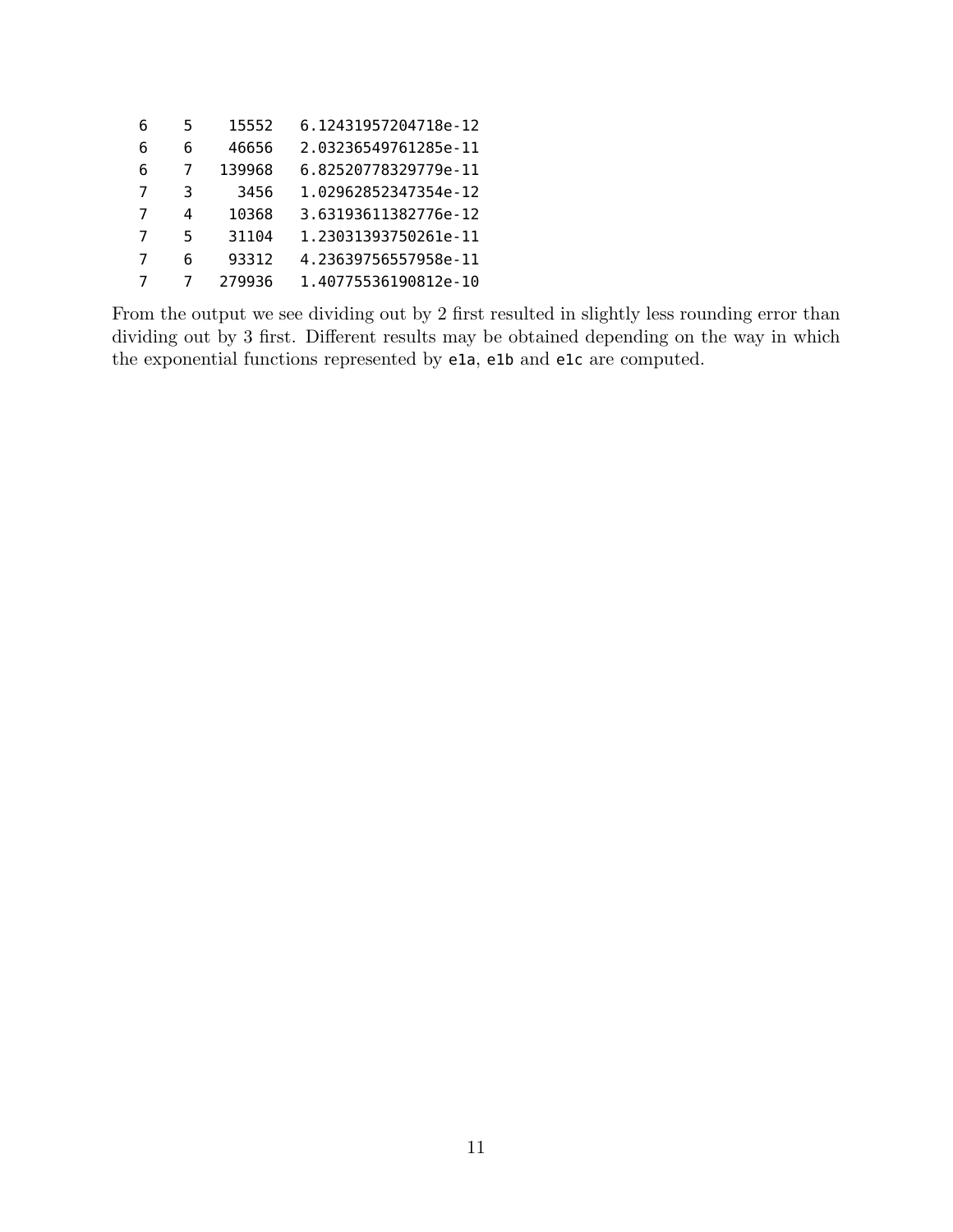```
6    5     15552   6.12431957204718e-12
6    6     46656   2.03236549761285e-11
6    7    139968   6.82520778329779e-11
7    3      3456   1.02962852347354e-12
7    4     10368   3.63193611382776e-12
7    5     31104   1.23031393750261e-11
7    6     93312   4.23639756557958e-11
7    7    279936   1.40775536190812e-10
```

From the output we see dividing out by 2 first resulted in slightly less rounding error than dividing out by 3 first. Different results may be obtained depending on the way in which the exponential functions represented by `e1a`, `e1b` and `e1c` are computed.